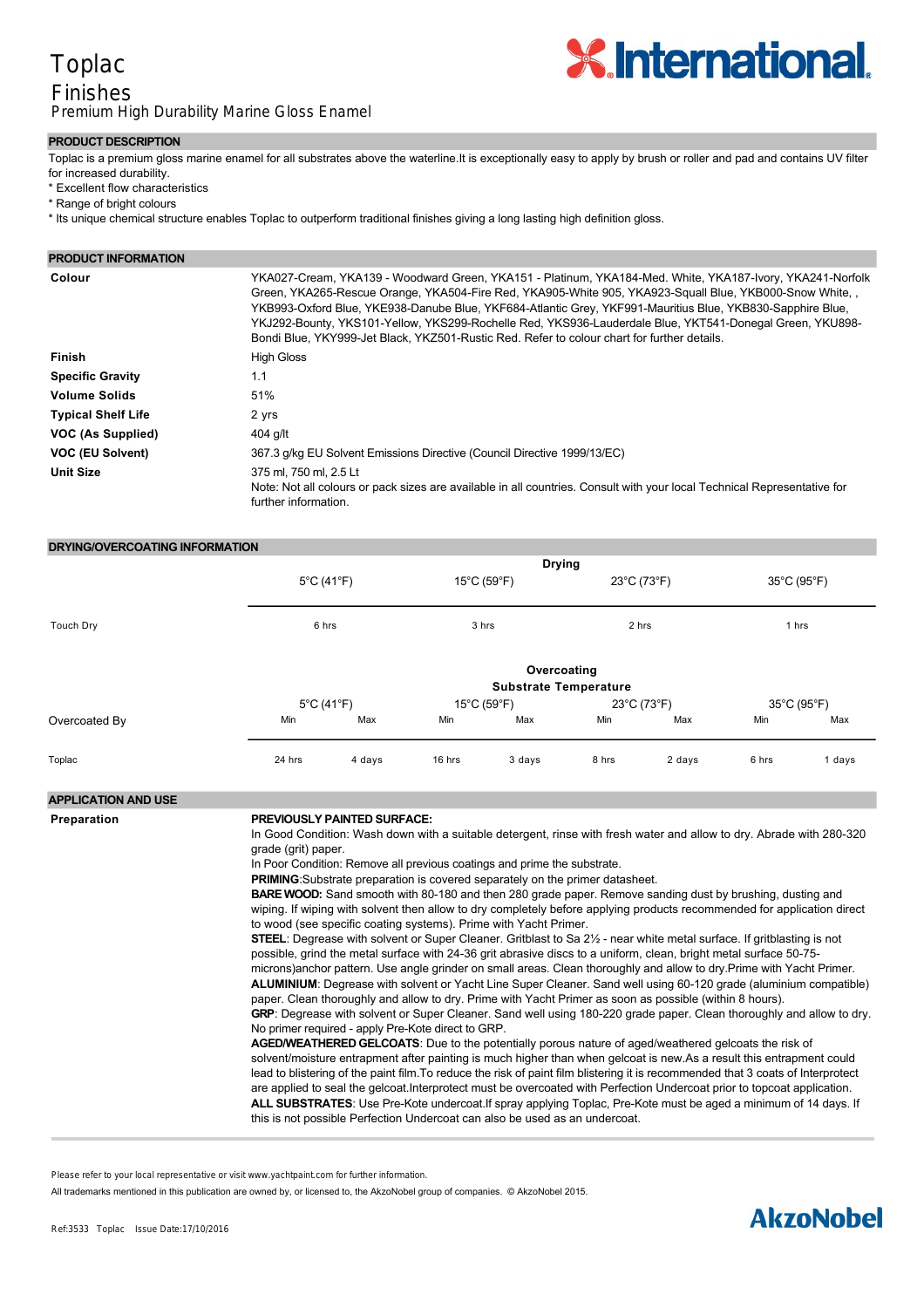# Toplac

## Finishes

Premium High Durability Marine Gloss Enamel

### PRODUCT DESCRIPTION

Toplac is a premium gloss marine enamel for all substrates above the waterline.It is exceptionally easy to apply by brush or roller and pad and contains UV filter for increased durability.

* Excellent flow characteristics
* Range of bright colours
* Its unique chemical structure enables Toplac to outperform traditional finishes giving a long lasting high definition gloss.

### PRODUCT INFORMATION

| | |
|---|---|
| **Colour** | YKA027-Cream, YKA139 - Woodward Green, YKA151 - Platinum, YKA184-Med. White, YKA187-Ivory, YKA241-Norfolk Green, YKA265-Rescue Orange, YKA504-Fire Red, YKA905-White 905, YKA923-Squall Blue, YKB000-Snow White, , YKB993-Oxford Blue, YKE938-Danube Blue, YKF684-Atlantic Grey, YKF991-Mauritius Blue, YKB830-Sapphire Blue, YKJ292-Bounty, YKS101-Yellow, YKS299-Rochelle Red, YKS936-Lauderdale Blue, YKT541-Donegal Green, YKU898-Bondi Blue, YKY999-Jet Black, YKZ501-Rustic Red. Refer to colour chart for further details. |
| **Finish** | High Gloss |
| **Specific Gravity** | 1.1 |
| **Volume Solids** | 51% |
| **Typical Shelf Life** | 2 yrs |
| **VOC (As Supplied)** | 404 g/lt |
| **VOC (EU Solvent)** | 367.3 g/kg EU Solvent Emissions Directive (Council Directive 1999/13/EC) |
| **Unit Size** | 375 ml, 750 ml, 2.5 Lt<br>Note: Not all colours or pack sizes are available in all countries. Consult with your local Technical Representative for further information. |

### DRYING/OVERCOATING INFORMATION

| | Drying | | | |
|---|---|---|---|---|
| | 5°C (41°F) | 15°C (59°F) | 23°C (73°F) | 35°C (95°F) |
| Touch Dry | 6 hrs | 3 hrs | 2 hrs | 1 hrs |

| | Overcoating Substrate Temperature | | | | | | | |
|---|---|---|---|---|---|---|---|---|
| | 5°C (41°F) | | 15°C (59°F) | | 23°C (73°F) | | 35°C (95°F) | |
| Overcoated By | Min | Max | Min | Max | Min | Max | Min | Max |
| Toplac | 24 hrs | 4 days | 16 hrs | 3 days | 8 hrs | 2 days | 6 hrs | 1 days |

### APPLICATION AND USE

**Preparation**

**PREVIOUSLY PAINTED SURFACE:**
In Good Condition: Wash down with a suitable detergent, rinse with fresh water and allow to dry. Abrade with 280-320 grade (grit) paper.
In Poor Condition: Remove all previous coatings and prime the substrate.
**PRIMING**:Substrate preparation is covered separately on the primer datasheet.
**BARE WOOD:** Sand smooth with 80-180 and then 280 grade paper. Remove sanding dust by brushing, dusting and wiping. If wiping with solvent then allow to dry completely before applying products recommended for application direct to wood (see specific coating systems). Prime with Yacht Primer.
**STEEL**: Degrease with solvent or Super Cleaner. Gritblast to Sa 2½ - near white metal surface. If gritblasting is not possible, grind the metal surface with 24-36 grit abrasive discs to a uniform, clean, bright metal surface 50-75-microns)anchor pattern. Use angle grinder on small areas. Clean thoroughly and allow to dry.Prime with Yacht Primer.
**ALUMINIUM**: Degrease with solvent or Yacht Line Super Cleaner. Sand well using 60-120 grade (aluminium compatible) paper. Clean thoroughly and allow to dry. Prime with Yacht Primer as soon as possible (within 8 hours).
**GRP**: Degrease with solvent or Super Cleaner. Sand well using 180-220 grade paper. Clean thoroughly and allow to dry. No primer required - apply Pre-Kote direct to GRP.
**AGED/WEATHERED GELCOATS**: Due to the potentially porous nature of aged/weathered gelcoats the risk of solvent/moisture entrapment after painting is much higher than when gelcoat is new.As a result this entrapment could lead to blistering of the paint film.To reduce the risk of paint film blistering it is recommended that 3 coats of Interprotect are applied to seal the gelcoat.Interprotect must be overcoated with Perfection Undercoat prior to topcoat application.
**ALL SUBSTRATES**: Use Pre-Kote undercoat.If spray applying Toplac, Pre-Kote must be aged a minimum of 14 days. If this is not possible Perfection Undercoat can also be used as an undercoat.

Please refer to your local representative or visit www.yachtpaint.com for further information.

All trademarks mentioned in this publication are owned by, or licensed to, the AkzoNobel group of companies. © AkzoNobel 2015.

Ref:3533 Toplac Issue Date:17/10/2016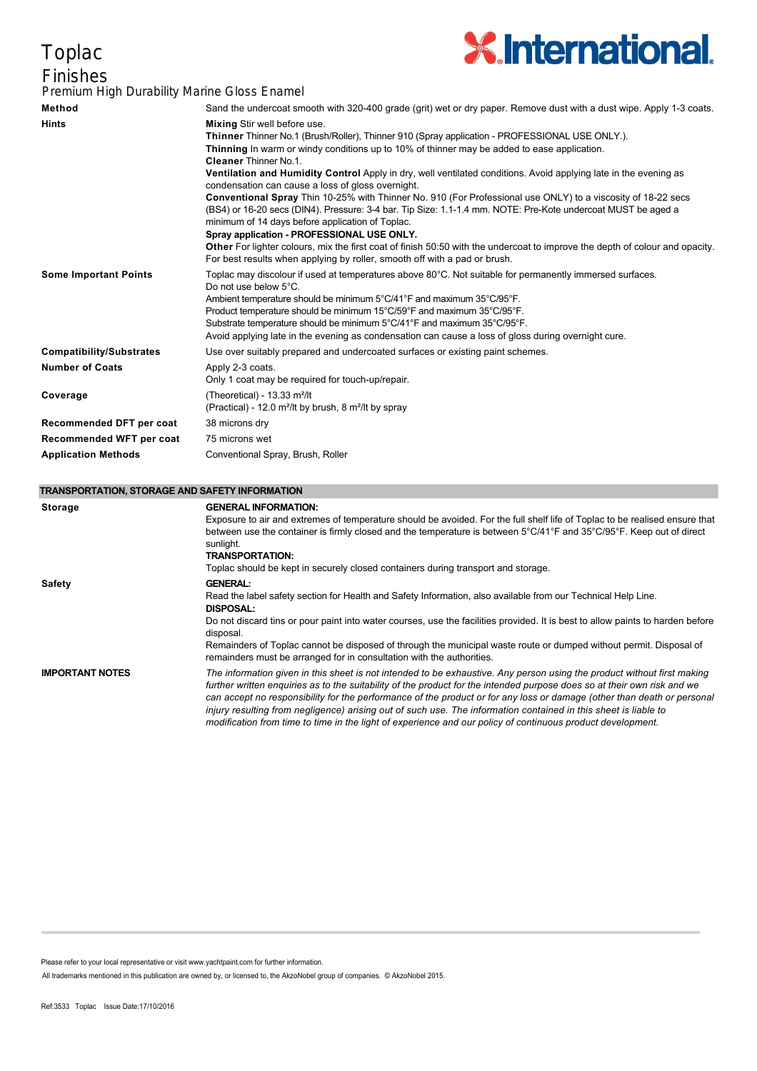# Toplac

## Finishes

### Premium High Durability Marine Gloss Enamel

| | |
|---|---|
| **Method** | Sand the undercoat smooth with 320-400 grade (grit) wet or dry paper. Remove dust with a dust wipe. Apply 1-3 coats. |
| **Hints** | **Mixing** Stir well before use.<br>**Thinner** Thinner No.1 (Brush/Roller), Thinner 910 (Spray application - PROFESSIONAL USE ONLY.).<br>**Thinning** In warm or windy conditions up to 10% of thinner may be added to ease application.<br>**Cleaner** Thinner No.1.<br>**Ventilation and Humidity Control** Apply in dry, well ventilated conditions. Avoid applying late in the evening as condensation can cause a loss of gloss overnight.<br>**Conventional Spray** Thin 10-25% with Thinner No. 910 (For Professional use ONLY) to a viscosity of 18-22 secs (BS4) or 16-20 secs (DIN4). Pressure: 3-4 bar. Tip Size: 1.1-1.4 mm. NOTE: Pre-Kote undercoat MUST be aged a minimum of 14 days before application of Toplac.<br>**Spray application - PROFESSIONAL USE ONLY.**<br>**Other** For lighter colours, mix the first coat of finish 50:50 with the undercoat to improve the depth of colour and opacity. For best results when applying by roller, smooth off with a pad or brush. |
| **Some Important Points** | Toplac may discolour if used at temperatures above 80°C. Not suitable for permanently immersed surfaces.<br>Do not use below 5°C.<br>Ambient temperature should be minimum 5°C/41°F and maximum 35°C/95°F.<br>Product temperature should be minimum 15°C/59°F and maximum 35°C/95°F.<br>Substrate temperature should be minimum 5°C/41°F and maximum 35°C/95°F.<br>Avoid applying late in the evening as condensation can cause a loss of gloss during overnight cure. |
| **Compatibility/Substrates** | Use over suitably prepared and undercoated surfaces or existing paint schemes. |
| **Number of Coats** | Apply 2-3 coats.<br>Only 1 coat may be required for touch-up/repair. |
| **Coverage** | (Theoretical) - 13.33 m²/lt<br>(Practical) - 12.0 m²/lt by brush, 8 m²/lt by spray |
| **Recommended DFT per coat** | 38 microns dry |
| **Recommended WFT per coat** | 75 microns wet |
| **Application Methods** | Conventional Spray, Brush, Roller |

## TRANSPORTATION, STORAGE AND SAFETY INFORMATION

| | |
|---|---|
| **Storage** | **GENERAL INFORMATION:**<br>Exposure to air and extremes of temperature should be avoided. For the full shelf life of Toplac to be realised ensure that between use the container is firmly closed and the temperature is between 5°C/41°F and 35°C/95°F. Keep out of direct sunlight.<br>**TRANSPORTATION:**<br>Toplac should be kept in securely closed containers during transport and storage. |
| **Safety** | **GENERAL:**<br>Read the label safety section for Health and Safety Information, also available from our Technical Help Line.<br>**DISPOSAL:**<br>Do not discard tins or pour paint into water courses, use the facilities provided. It is best to allow paints to harden before disposal.<br>Remainders of Toplac cannot be disposed of through the municipal waste route or dumped without permit. Disposal of remainders must be arranged for in consultation with the authorities. |
| **IMPORTANT NOTES** | *The information given in this sheet is not intended to be exhaustive. Any person using the product without first making further written enquiries as to the suitability of the product for the intended purpose does so at their own risk and we can accept no responsibility for the performance of the product or for any loss or damage (other than death or personal injury resulting from negligence) arising out of such use. The information contained in this sheet is liable to modification from time to time in the light of experience and our policy of continuous product development.* |

Please refer to your local representative or visit www.yachtpaint.com for further information.

All trademarks mentioned in this publication are owned by, or licensed to, the AkzoNobel group of companies. © AkzoNobel 2015.

Ref:3533 Toplac Issue Date:17/10/2016